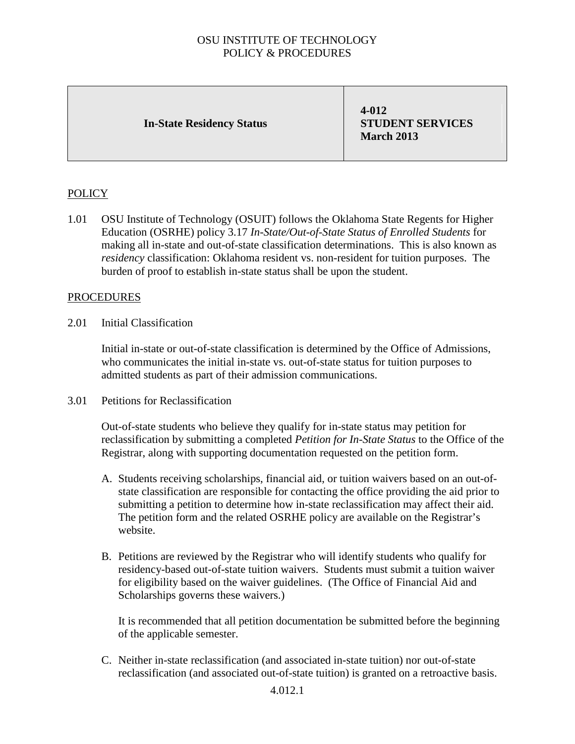OSU INSTITUTE OF TECHNOLOGY
POLICY & PROCEDURES

| **In-State Residency Status** | **4-012**<br>**STUDENT SERVICES**<br>**March 2013** |
|---|---|

## POLICY

1.01 OSU Institute of Technology (OSUIT) follows the Oklahoma State Regents for Higher Education (OSRHE) policy 3.17 *In-State/Out-of-State Status of Enrolled Students* for making all in-state and out-of-state classification determinations. This is also known as *residency* classification: Oklahoma resident vs. non-resident for tuition purposes. The burden of proof to establish in-state status shall be upon the student.

## PROCEDURES

2.01 Initial Classification

Initial in-state or out-of-state classification is determined by the Office of Admissions, who communicates the initial in-state vs. out-of-state status for tuition purposes to admitted students as part of their admission communications.

3.01 Petitions for Reclassification

Out-of-state students who believe they qualify for in-state status may petition for reclassification by submitting a completed *Petition for In-State Status* to the Office of the Registrar, along with supporting documentation requested on the petition form.

A. Students receiving scholarships, financial aid, or tuition waivers based on an out-of-state classification are responsible for contacting the office providing the aid prior to submitting a petition to determine how in-state reclassification may affect their aid. The petition form and the related OSRHE policy are available on the Registrar's website.

B. Petitions are reviewed by the Registrar who will identify students who qualify for residency-based out-of-state tuition waivers. Students must submit a tuition waiver for eligibility based on the waiver guidelines. (The Office of Financial Aid and Scholarships governs these waivers.)

   It is recommended that all petition documentation be submitted before the beginning of the applicable semester.

C. Neither in-state reclassification (and associated in-state tuition) nor out-of-state reclassification (and associated out-of-state tuition) is granted on a retroactive basis.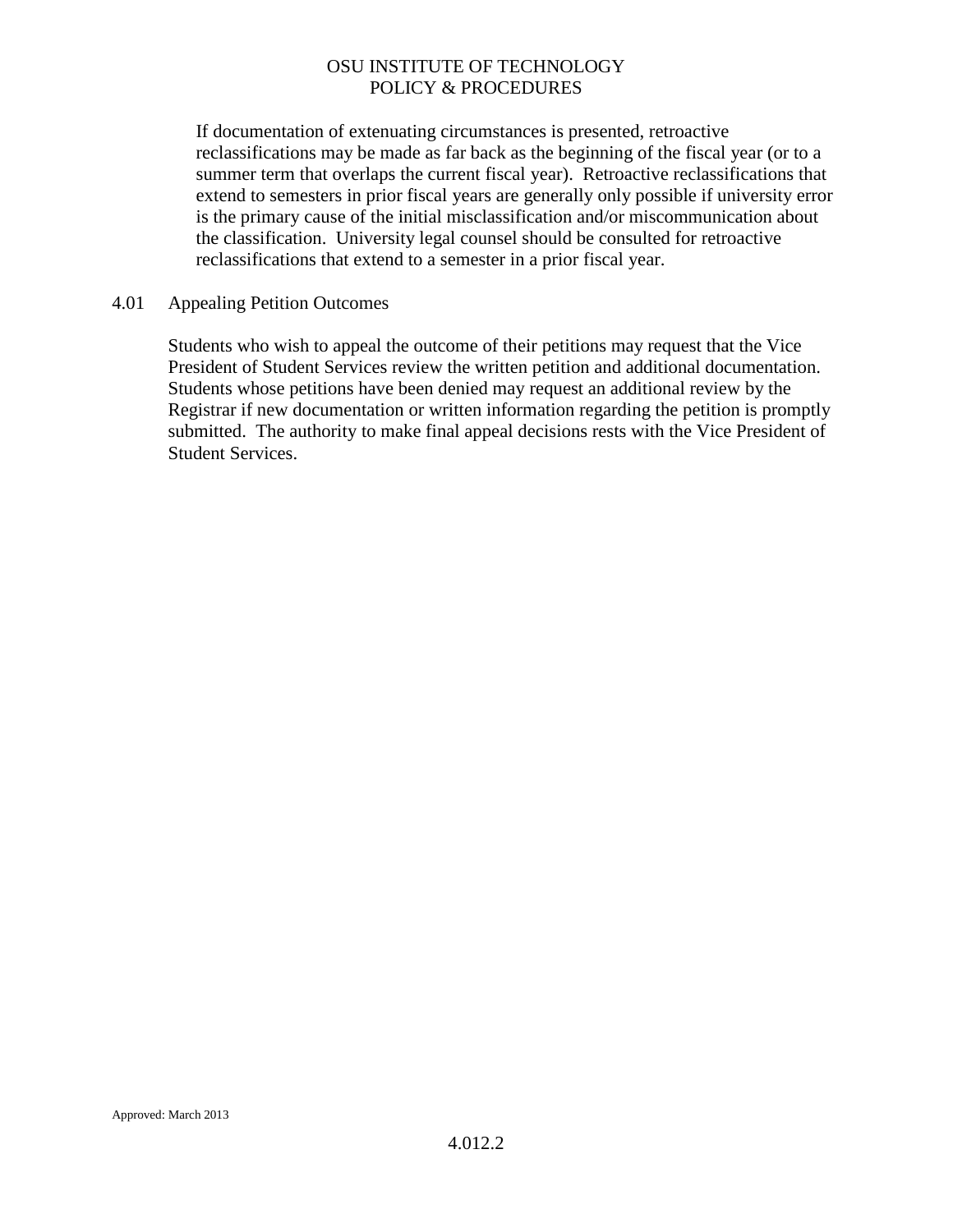If documentation of extenuating circumstances is presented, retroactive reclassifications may be made as far back as the beginning of the fiscal year (or to a summer term that overlaps the current fiscal year). Retroactive reclassifications that extend to semesters in prior fiscal years are generally only possible if university error is the primary cause of the initial misclassification and/or miscommunication about the classification. University legal counsel should be consulted for retroactive reclassifications that extend to a semester in a prior fiscal year.

## 4.01 Appealing Petition Outcomes

Students who wish to appeal the outcome of their petitions may request that the Vice President of Student Services review the written petition and additional documentation. Students whose petitions have been denied may request an additional review by the Registrar if new documentation or written information regarding the petition is promptly submitted. The authority to make final appeal decisions rests with the Vice President of Student Services.

Approved: March 2013